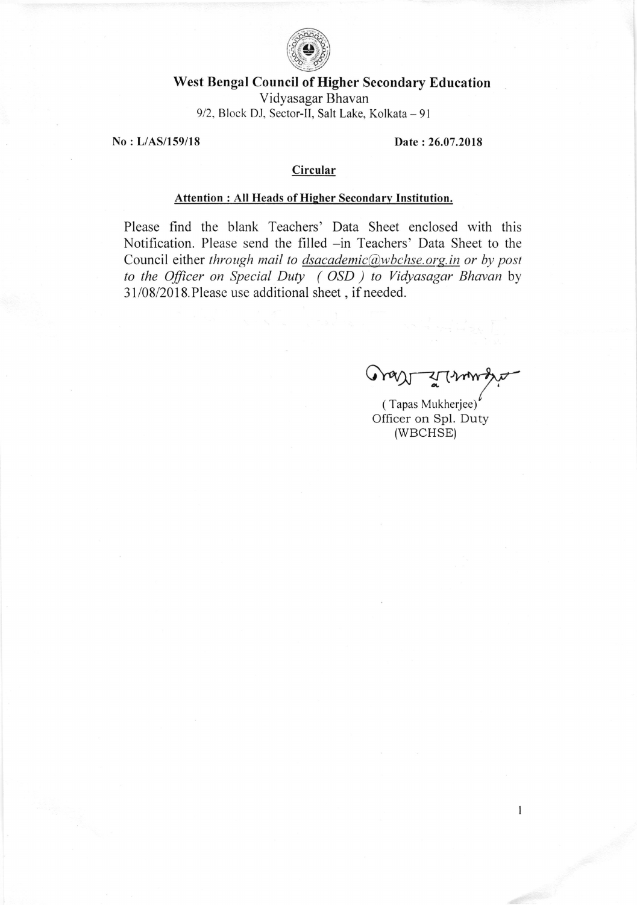# West Bengal Council of Higher Secondary Education

Vidyasagar Bhavan

9/2, Block DJ, Sector-II, Salt Lake, Kolkata – 91

**No : L/AS/159/18** **Date : 26.07.2018**

**Circular**

**Attention : All Heads of Higher Secondary Institution.**

Please find the blank Teachers' Data Sheet enclosed with this Notification. Please send the filled –in Teachers' Data Sheet to the Council either *through mail to dsacademic@wbchse.org.in or by post to the Officer on Special Duty ( OSD ) to Vidyasagar Bhavan* by 31/08/2018. Please use additional sheet , if needed.

( Tapas Mukherjee)
Officer on Spl. Duty
(WBCHSE)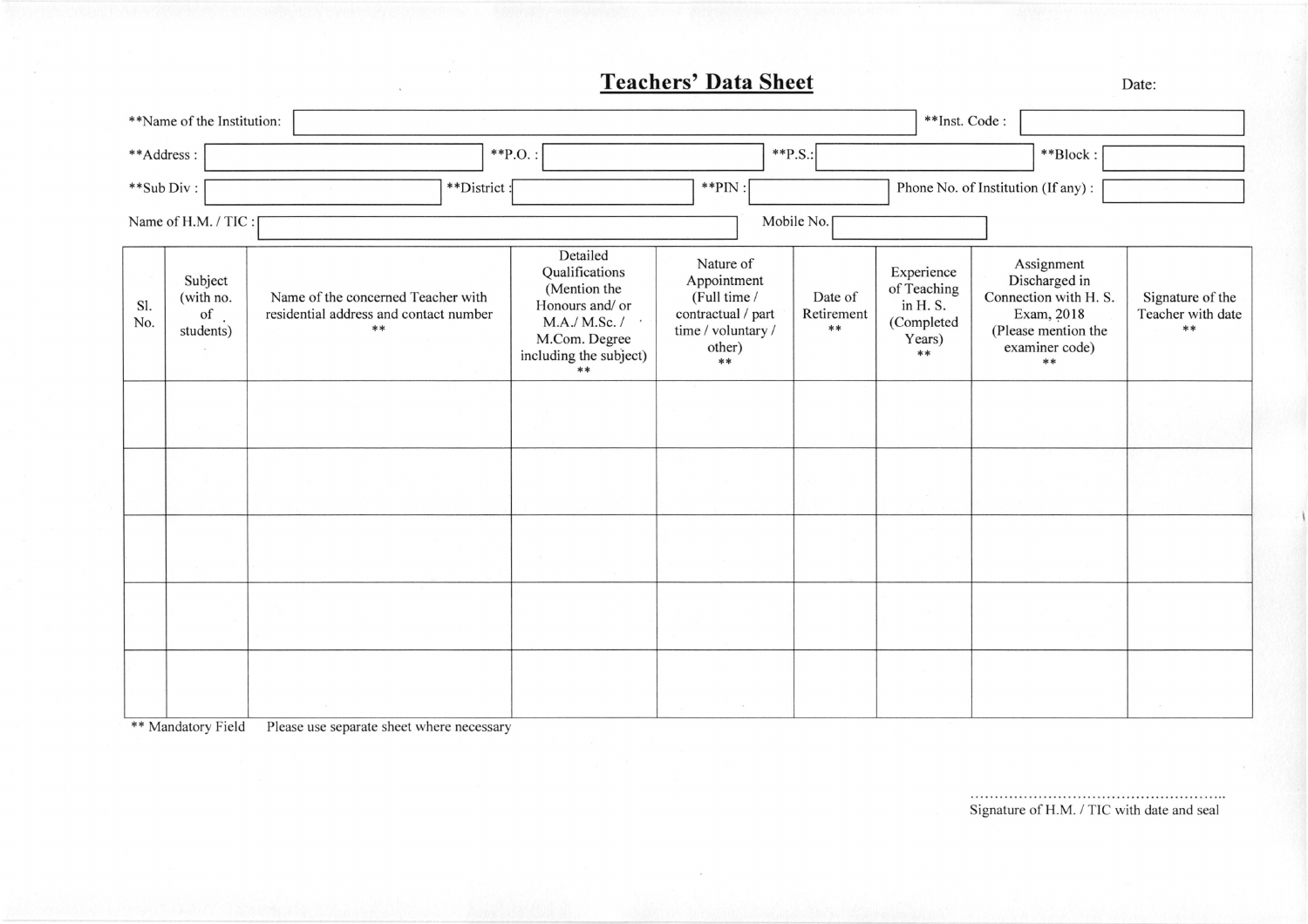# Teachers' Data Sheet

Date:

**Name of the Institution: ____________________ **Inst. Code : ____________

**Address : ____________ **P.O. : ____________ **P.S.: ____________ **Block : ____________

**Sub Div : ____________ **District : ____________ **PIN : ____________ Phone No. of Institution (If any) : ____________

Name of H.M. / TIC : ____________________ Mobile No. ____________

| Sl. No. | Subject (with no. of students) | Name of the concerned Teacher with residential address and contact number ** | Detailed Qualifications (Mention the Honours and/ or M.A./ M.Sc. / M.Com. Degree including the subject) ** | Nature of Appointment (Full time / contractual / part time / voluntary / other) ** | Date of Retirement ** | Experience of Teaching in H. S. (Completed Years) ** | Assignment Discharged in Connection with H. S. Exam, 2018 (Please mention the examiner code) ** | Signature of the Teacher with date ** |
|---|---|---|---|---|---|---|---|---|
| | | | | | | | | |
| | | | | | | | | |
| | | | | | | | | |
| | | | | | | | | |
| | | | | | | | | |

** Mandatory Field Please use separate sheet where necessary

.....................................................
Signature of H.M. / TIC with date and seal